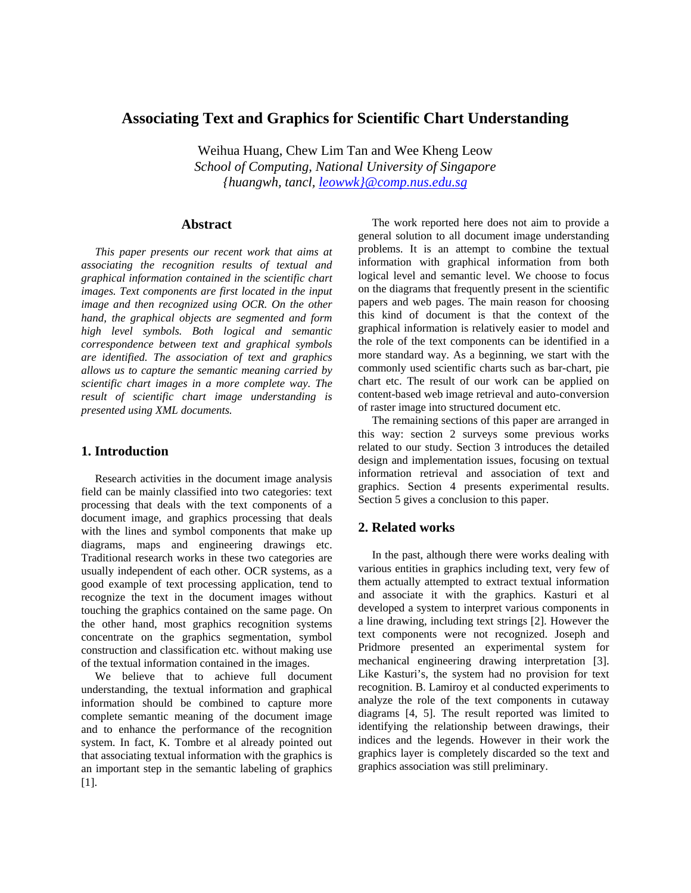# Associating Text and Graphics for Scientific Chart Understanding

Weihua Huang, Chew Lim Tan and Wee Kheng Leow
*School of Computing, National University of Singapore*
*{huangwh, tancl, leowwk}@comp.nus.edu.sg*

## Abstract

*This paper presents our recent work that aims at associating the recognition results of textual and graphical information contained in the scientific chart images. Text components are first located in the input image and then recognized using OCR. On the other hand, the graphical objects are segmented and form high level symbols. Both logical and semantic correspondence between text and graphical symbols are identified. The association of text and graphics allows us to capture the semantic meaning carried by scientific chart images in a more complete way. The result of scientific chart image understanding is presented using XML documents.*

## 1. Introduction

Research activities in the document image analysis field can be mainly classified into two categories: text processing that deals with the text components of a document image, and graphics processing that deals with the lines and symbol components that make up diagrams, maps and engineering drawings etc. Traditional research works in these two categories are usually independent of each other. OCR systems, as a good example of text processing application, tend to recognize the text in the document images without touching the graphics contained on the same page. On the other hand, most graphics recognition systems concentrate on the graphics segmentation, symbol construction and classification etc. without making use of the textual information contained in the images.

We believe that to achieve full document understanding, the textual information and graphical information should be combined to capture more complete semantic meaning of the document image and to enhance the performance of the recognition system. In fact, K. Tombre et al already pointed out that associating textual information with the graphics is an important step in the semantic labeling of graphics [1].

The work reported here does not aim to provide a general solution to all document image understanding problems. It is an attempt to combine the textual information with graphical information from both logical level and semantic level. We choose to focus on the diagrams that frequently present in the scientific papers and web pages. The main reason for choosing this kind of document is that the context of the graphical information is relatively easier to model and the role of the text components can be identified in a more standard way. As a beginning, we start with the commonly used scientific charts such as bar-chart, pie chart etc. The result of our work can be applied on content-based web image retrieval and auto-conversion of raster image into structured document etc.

The remaining sections of this paper are arranged in this way: section 2 surveys some previous works related to our study. Section 3 introduces the detailed design and implementation issues, focusing on textual information retrieval and association of text and graphics. Section 4 presents experimental results. Section 5 gives a conclusion to this paper.

## 2. Related works

In the past, although there were works dealing with various entities in graphics including text, very few of them actually attempted to extract textual information and associate it with the graphics. Kasturi et al developed a system to interpret various components in a line drawing, including text strings [2]. However the text components were not recognized. Joseph and Pridmore presented an experimental system for mechanical engineering drawing interpretation [3]. Like Kasturi's, the system had no provision for text recognition. B. Lamiroy et al conducted experiments to analyze the role of the text components in cutaway diagrams [4, 5]. The result reported was limited to identifying the relationship between drawings, their indices and the legends. However in their work the graphics layer is completely discarded so the text and graphics association was still preliminary.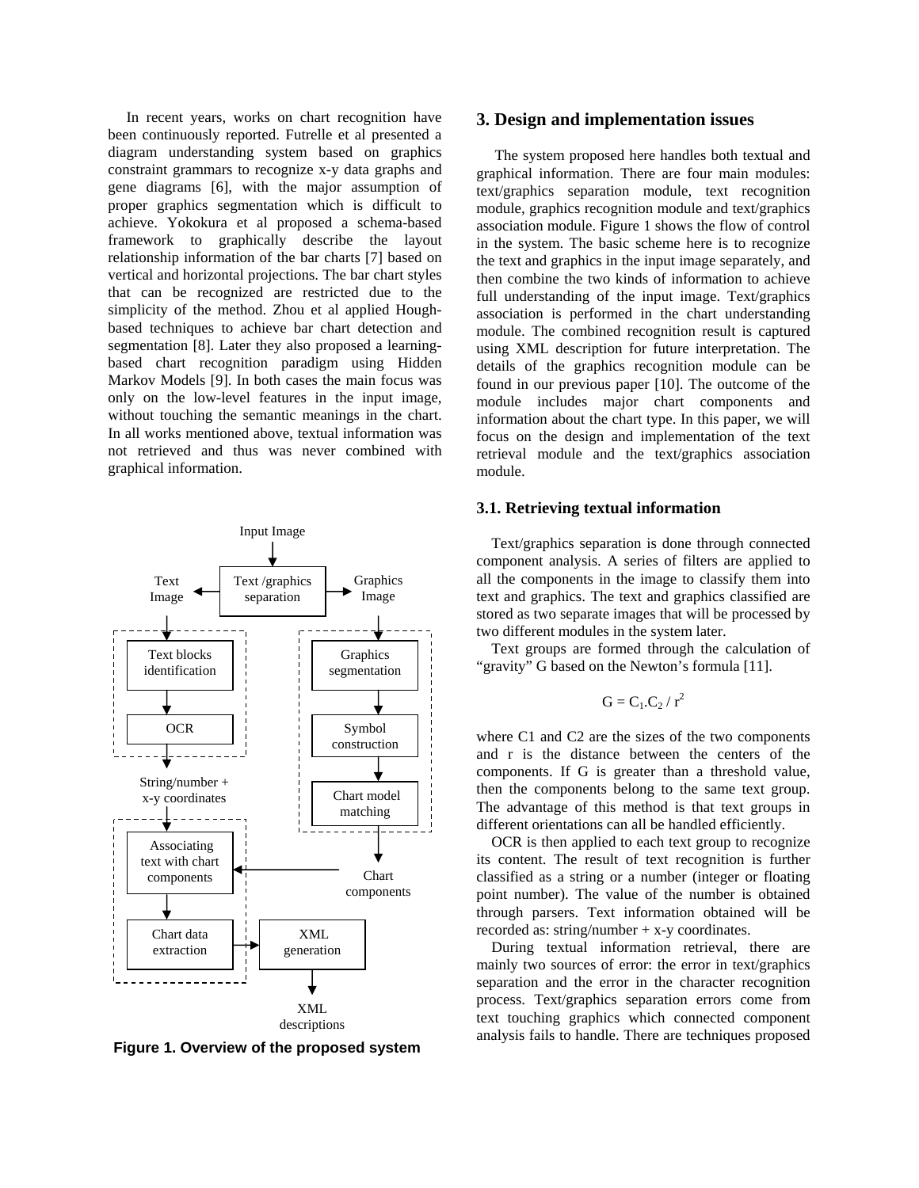In recent years, works on chart recognition have been continuously reported. Futrelle et al presented a diagram understanding system based on graphics constraint grammars to recognize x-y data graphs and gene diagrams [6], with the major assumption of proper graphics segmentation which is difficult to achieve. Yokokura et al proposed a schema-based framework to graphically describe the layout relationship information of the bar charts [7] based on vertical and horizontal projections. The bar chart styles that can be recognized are restricted due to the simplicity of the method. Zhou et al applied Hough-based techniques to achieve bar chart detection and segmentation [8]. Later they also proposed a learning-based chart recognition paradigm using Hidden Markov Models [9]. In both cases the main focus was only on the low-level features in the input image, without touching the semantic meanings in the chart. In all works mentioned above, textual information was not retrieved and thus was never combined with graphical information.

Input Image
Text /graphics separation
Text Image
Graphics Image
Text blocks identification
OCR
String/number + x-y coordinates
Graphics segmentation
Symbol construction
Chart model matching
Chart components
Associating text with chart components
Chart data extraction
XML generation
XML descriptions

**Figure 1. Overview of the proposed system**

## 3. Design and implementation issues

The system proposed here handles both textual and graphical information. There are four main modules: text/graphics separation module, text recognition module, graphics recognition module and text/graphics association module. Figure 1 shows the flow of control in the system. The basic scheme here is to recognize the text and graphics in the input image separately, and then combine the two kinds of information to achieve full understanding of the input image. Text/graphics association is performed in the chart understanding module. The combined recognition result is captured using XML description for future interpretation. The details of the graphics recognition module can be found in our previous paper [10]. The outcome of the module includes major chart components and information about the chart type. In this paper, we will focus on the design and implementation of the text retrieval module and the text/graphics association module.

### 3.1. Retrieving textual information

Text/graphics separation is done through connected component analysis. A series of filters are applied to all the components in the image to classify them into text and graphics. The text and graphics classified are stored as two separate images that will be processed by two different modules in the system later.

Text groups are formed through the calculation of "gravity" G based on the Newton's formula [11].

$$G = C_1.C_2 / r^2$$

where C1 and C2 are the sizes of the two components and r is the distance between the centers of the components. If G is greater than a threshold value, then the components belong to the same text group. The advantage of this method is that text groups in different orientations can all be handled efficiently.

OCR is then applied to each text group to recognize its content. The result of text recognition is further classified as a string or a number (integer or floating point number). The value of the number is obtained through parsers. Text information obtained will be recorded as: string/number + x-y coordinates.

During textual information retrieval, there are mainly two sources of error: the error in text/graphics separation and the error in the character recognition process. Text/graphics separation errors come from text touching graphics which connected component analysis fails to handle. There are techniques proposed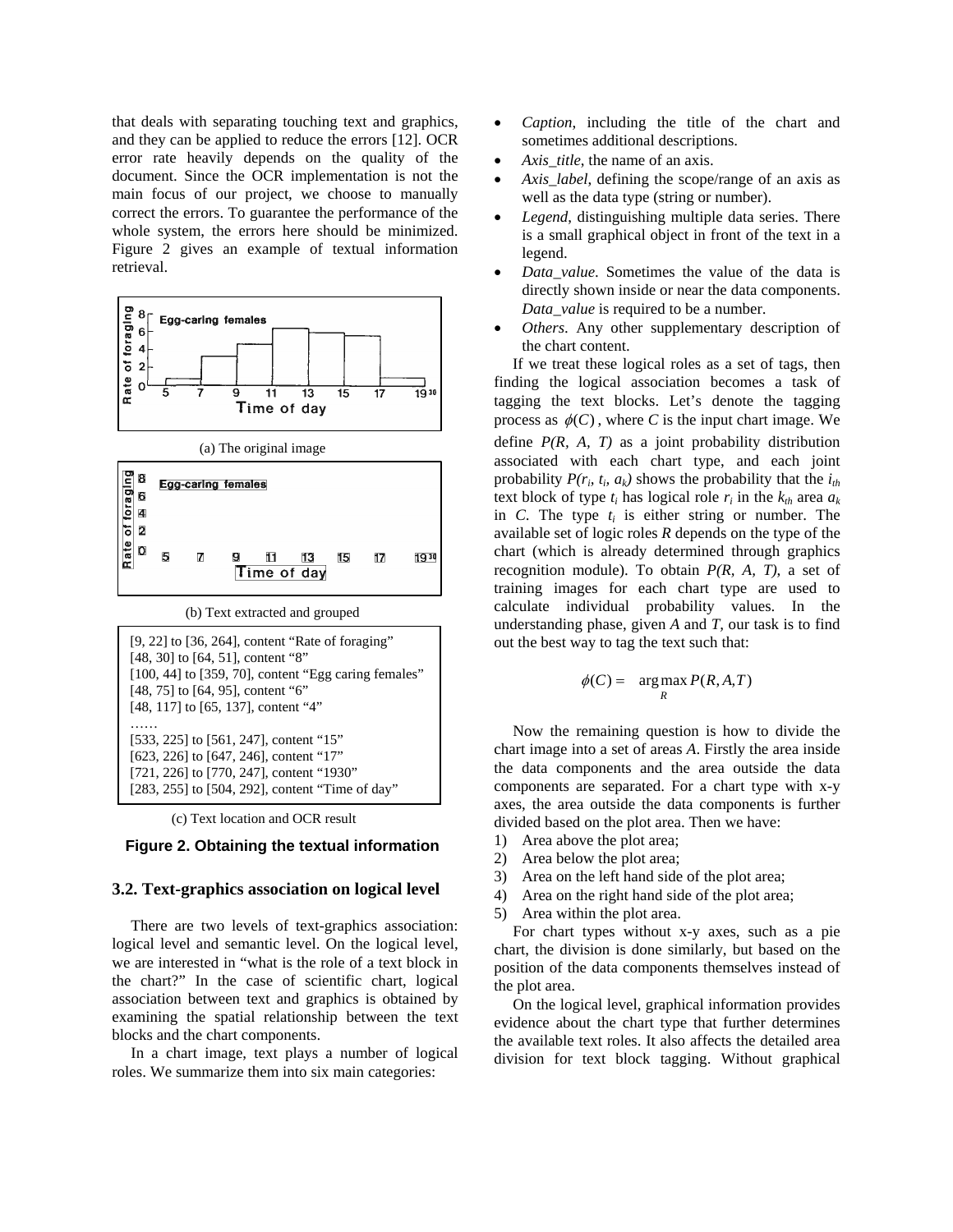that deals with separating touching text and graphics, and they can be applied to reduce the errors [12]. OCR error rate heavily depends on the quality of the document. Since the OCR implementation is not the main focus of our project, we choose to manually correct the errors. To guarantee the performance of the whole system, the errors here should be minimized. Figure 2 gives an example of textual information retrieval.

(a) The original image

(b) Text extracted and grouped

[9, 22] to [36, 264], content "Rate of foraging"
[48, 30] to [64, 51], content "8"
[100, 44] to [359, 70], content "Egg caring females"
[48, 75] to [64, 95], content "6"
[48, 117] to [65, 137], content "4"
……
[533, 225] to [561, 247], content "15"
[623, 226] to [647, 246], content "17"
[721, 226] to [770, 247], content "1930"
[283, 255] to [504, 292], content "Time of day"

(c) Text location and OCR result

**Figure 2. Obtaining the textual information**

### 3.2. Text-graphics association on logical level

There are two levels of text-graphics association: logical level and semantic level. On the logical level, we are interested in "what is the role of a text block in the chart?" In the case of scientific chart, logical association between text and graphics is obtained by examining the spatial relationship between the text blocks and the chart components.

In a chart image, text plays a number of logical roles. We summarize them into six main categories:

- *Caption*, including the title of the chart and sometimes additional descriptions.
- *Axis_title*, the name of an axis.
- *Axis_label*, defining the scope/range of an axis as well as the data type (string or number).
- *Legend*, distinguishing multiple data series. There is a small graphical object in front of the text in a legend.
- *Data_value*. Sometimes the value of the data is directly shown inside or near the data components. *Data_value* is required to be a number.
- *Others*. Any other supplementary description of the chart content.

If we treat these logical roles as a set of tags, then finding the logical association becomes a task of tagging the text blocks. Let's denote the tagging process as $\phi(C)$, where $C$ is the input chart image. We define $P(R, A, T)$ as a joint probability distribution associated with each chart type, and each joint probability $P(r_i, t_i, a_k)$ shows the probability that the $i_{th}$ text block of type $t_i$ has logical role $r_i$ in the $k_{th}$ area $a_k$ in $C$. The type $t_i$ is either string or number. The available set of logic roles $R$ depends on the type of the chart (which is already determined through graphics recognition module). To obtain $P(R, A, T)$, a set of training images for each chart type are used to calculate individual probability values. In the understanding phase, given $A$ and $T$, our task is to find out the best way to tag the text such that:

$$\phi(C) = \arg\max_{R} P(R, A, T)$$

Now the remaining question is how to divide the chart image into a set of areas $A$. Firstly the area inside the data components and the area outside the data components are separated. For a chart type with x-y axes, the area outside the data components is further divided based on the plot area. Then we have:

1) Area above the plot area;
2) Area below the plot area;
3) Area on the left hand side of the plot area;
4) Area on the right hand side of the plot area;
5) Area within the plot area.

For chart types without x-y axes, such as a pie chart, the division is done similarly, but based on the position of the data components themselves instead of the plot area.

On the logical level, graphical information provides evidence about the chart type that further determines the available text roles. It also affects the detailed area division for text block tagging. Without graphical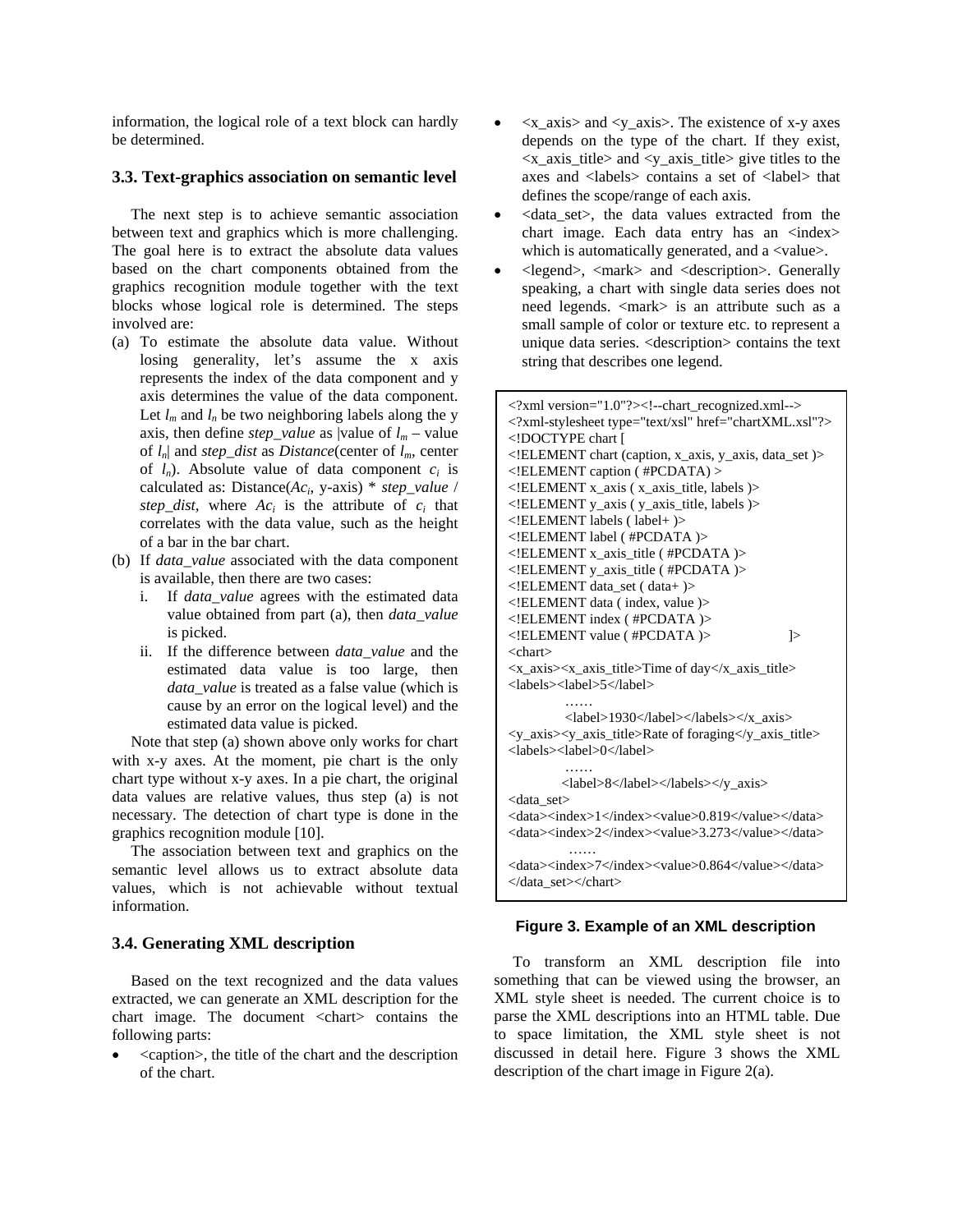information, the logical role of a text block can hardly be determined.

### 3.3. Text-graphics association on semantic level

The next step is to achieve semantic association between text and graphics which is more challenging. The goal here is to extract the absolute data values based on the chart components obtained from the graphics recognition module together with the text blocks whose logical role is determined. The steps involved are:

(a) To estimate the absolute data value. Without losing generality, let's assume the x axis represents the index of the data component and y axis determines the value of the data component. Let $l_m$ and $l_n$ be two neighboring labels along the y axis, then define *step_value* as |value of $l_m$ – value of $l_n$| and *step_dist* as *Distance*(center of $l_m$, center of $l_n$). Absolute value of data component $c_i$ is calculated as: Distance($Ac_i$, y-axis) * *step_value* / *step_dist*, where $Ac_i$ is the attribute of $c_i$ that correlates with the data value, such as the height of a bar in the bar chart.

(b) If *data_value* associated with the data component is available, then there are two cases:
   i. If *data_value* agrees with the estimated data value obtained from part (a), then *data_value* is picked.
   ii. If the difference between *data_value* and the estimated data value is too large, then *data_value* is treated as a false value (which is cause by an error on the logical level) and the estimated data value is picked.

Note that step (a) shown above only works for chart with x-y axes. At the moment, pie chart is the only chart type without x-y axes. In a pie chart, the original data values are relative values, thus step (a) is not necessary. The detection of chart type is done in the graphics recognition module [10].

The association between text and graphics on the semantic level allows us to extract absolute data values, which is not achievable without textual information.

### 3.4. Generating XML description

Based on the text recognized and the data values extracted, we can generate an XML description for the chart image. The document <chart> contains the following parts:

- <caption>, the title of the chart and the description of the chart.
- <x_axis> and <y_axis>. The existence of x-y axes depends on the type of the chart. If they exist, <x_axis_title> and <y_axis_title> give titles to the axes and <labels> contains a set of <label> that defines the scope/range of each axis.
- <data_set>, the data values extracted from the chart image. Each data entry has an <index> which is automatically generated, and a <value>.
- <legend>, <mark> and <description>. Generally speaking, a chart with single data series does not need legends. <mark> is an attribute such as a small sample of color or texture etc. to represent a unique data series. <description> contains the text string that describes one legend.

```
<?xml version="1.0"?><!--chart_recognized.xml-->
<?xml-stylesheet type="text/xsl" href="chartXML.xsl"?>
<!DOCTYPE chart [
<!ELEMENT chart (caption, x_axis, y_axis, data_set )>
<!ELEMENT caption ( #PCDATA) >
<!ELEMENT x_axis ( x_axis_title, labels )>
<!ELEMENT y_axis ( y_axis_title, labels )>
<!ELEMENT labels ( label+ )>
<!ELEMENT label ( #PCDATA )>
<!ELEMENT x_axis_title ( #PCDATA )>
<!ELEMENT y_axis_title ( #PCDATA )>
<!ELEMENT data_set ( data+ )>
<!ELEMENT data ( index, value )>
<!ELEMENT index ( #PCDATA )>
<!ELEMENT value ( #PCDATA )>                    ]>
<chart>
<x_axis><x_axis_title>Time of day</x_axis_title>
<labels><label>5</label>
           ……
           <label>1930</label></labels></x_axis>
<y_axis><y_axis_title>Rate of foraging</y_axis_title>
<labels><label>0</label>
           ……
          <label>8</label></labels></y_axis>
<data_set>
<data><index>1</index><value>0.819</value></data>
<data><index>2</index><value>3.273</value></data>
           ……
<data><index>7</index><value>0.864</value></data>
</data_set></chart>
```

**Figure 3. Example of an XML description**

To transform an XML description file into something that can be viewed using the browser, an XML style sheet is needed. The current choice is to parse the XML descriptions into an HTML table. Due to space limitation, the XML style sheet is not discussed in detail here. Figure 3 shows the XML description of the chart image in Figure 2(a).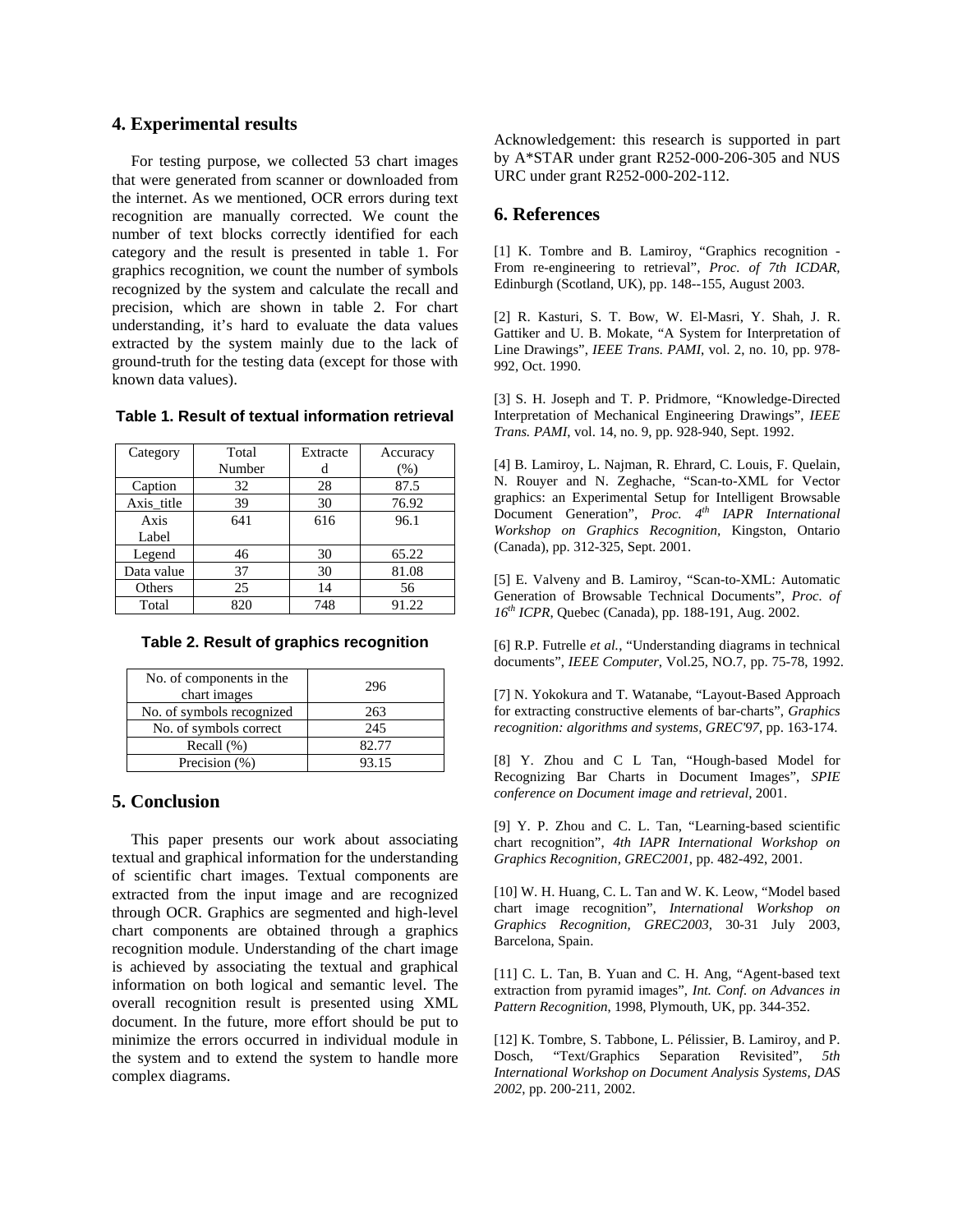## 4. Experimental results

For testing purpose, we collected 53 chart images that were generated from scanner or downloaded from the internet. As we mentioned, OCR errors during text recognition are manually corrected. We count the number of text blocks correctly identified for each category and the result is presented in table 1. For graphics recognition, we count the number of symbols recognized by the system and calculate the recall and precision, which are shown in table 2. For chart understanding, it's hard to evaluate the data values extracted by the system mainly due to the lack of ground-truth for the testing data (except for those with known data values).

**Table 1. Result of textual information retrieval**

| Category | Total Number | Extracted | Accuracy (%) |
|---|---|---|---|
| Caption | 32 | 28 | 87.5 |
| Axis_title | 39 | 30 | 76.92 |
| Axis Label | 641 | 616 | 96.1 |
| Legend | 46 | 30 | 65.22 |
| Data value | 37 | 30 | 81.08 |
| Others | 25 | 14 | 56 |
| Total | 820 | 748 | 91.22 |

**Table 2. Result of graphics recognition**

| | |
|---|---|
| No. of components in the chart images | 296 |
| No. of symbols recognized | 263 |
| No. of symbols correct | 245 |
| Recall (%) | 82.77 |
| Precision (%) | 93.15 |

## 5. Conclusion

This paper presents our work about associating textual and graphical information for the understanding of scientific chart images. Textual components are extracted from the input image and are recognized through OCR. Graphics are segmented and high-level chart components are obtained through a graphics recognition module. Understanding of the chart image is achieved by associating the textual and graphical information on both logical and semantic level. The overall recognition result is presented using XML document. In the future, more effort should be put to minimize the errors occurred in individual module in the system and to extend the system to handle more complex diagrams.

Acknowledgement: this research is supported in part by A*STAR under grant R252-000-206-305 and NUS URC under grant R252-000-202-112.

## 6. References

[1] K. Tombre and B. Lamiroy, "Graphics recognition - From re-engineering to retrieval", *Proc. of 7th ICDAR*, Edinburgh (Scotland, UK), pp. 148--155, August 2003.

[2] R. Kasturi, S. T. Bow, W. El-Masri, Y. Shah, J. R. Gattiker and U. B. Mokate, "A System for Interpretation of Line Drawings", *IEEE Trans. PAMI*, vol. 2, no. 10, pp. 978-992, Oct. 1990.

[3] S. H. Joseph and T. P. Pridmore, "Knowledge-Directed Interpretation of Mechanical Engineering Drawings", *IEEE Trans. PAMI*, vol. 14, no. 9, pp. 928-940, Sept. 1992.

[4] B. Lamiroy, L. Najman, R. Ehrard, C. Louis, F. Quelain, N. Rouyer and N. Zeghache, "Scan-to-XML for Vector graphics: an Experimental Setup for Intelligent Browsable Document Generation", *Proc. 4th IAPR International Workshop on Graphics Recognition*, Kingston, Ontario (Canada), pp. 312-325, Sept. 2001.

[5] E. Valveny and B. Lamiroy, "Scan-to-XML: Automatic Generation of Browsable Technical Documents", *Proc. of 16th ICPR*, Quebec (Canada), pp. 188-191, Aug. 2002.

[6] R.P. Futrelle *et al.*, "Understanding diagrams in technical documents", *IEEE Computer*, Vol.25, NO.7, pp. 75-78, 1992.

[7] N. Yokokura and T. Watanabe, "Layout-Based Approach for extracting constructive elements of bar-charts", *Graphics recognition: algorithms and systems, GREC'97*, pp. 163-174.

[8] Y. Zhou and C L Tan, "Hough-based Model for Recognizing Bar Charts in Document Images", *SPIE conference on Document image and retrieval*, 2001.

[9] Y. P. Zhou and C. L. Tan, "Learning-based scientific chart recognition", *4th IAPR International Workshop on Graphics Recognition, GREC2001*, pp. 482-492, 2001.

[10] W. H. Huang, C. L. Tan and W. K. Leow, "Model based chart image recognition", *International Workshop on Graphics Recognition, GREC2003*, 30-31 July 2003, Barcelona, Spain.

[11] C. L. Tan, B. Yuan and C. H. Ang, "Agent-based text extraction from pyramid images", *Int. Conf. on Advances in Pattern Recognition*, 1998, Plymouth, UK, pp. 344-352.

[12] K. Tombre, S. Tabbone, L. Pélissier, B. Lamiroy, and P. Dosch, "Text/Graphics Separation Revisited", *5th International Workshop on Document Analysis Systems, DAS 2002*, pp. 200-211, 2002.